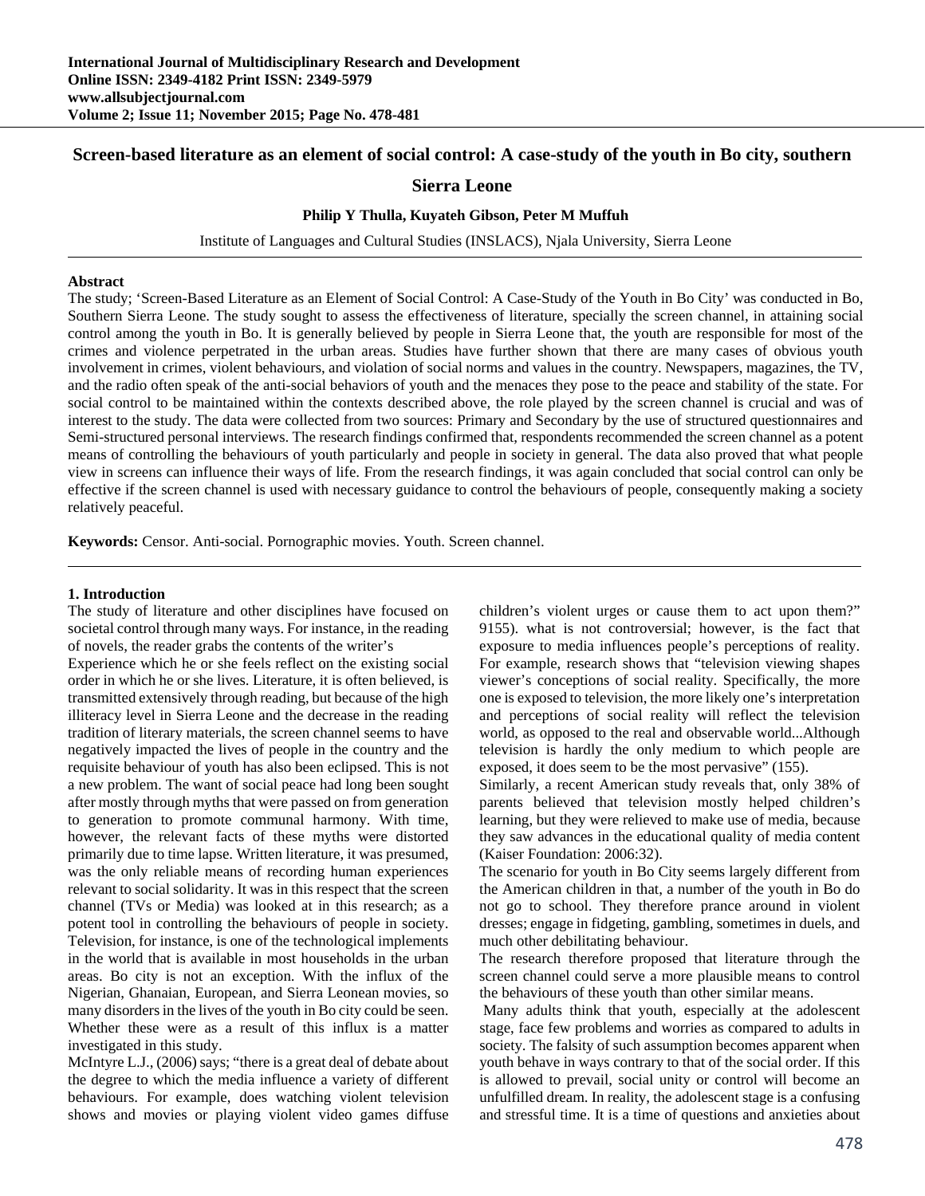# Screen-based literature as an element of social control: A case-study of the youth in Bo city, southern Sierra Leone

**Philip Y Thulla, Kuyateh Gibson, Peter M Muffuh**

Institute of Languages and Cultural Studies (INSLACS), Njala University, Sierra Leone

## Abstract

The study; 'Screen-Based Literature as an Element of Social Control: A Case-Study of the Youth in Bo City' was conducted in Bo, Southern Sierra Leone. The study sought to assess the effectiveness of literature, specially the screen channel, in attaining social control among the youth in Bo. It is generally believed by people in Sierra Leone that, the youth are responsible for most of the crimes and violence perpetrated in the urban areas. Studies have further shown that there are many cases of obvious youth involvement in crimes, violent behaviours, and violation of social norms and values in the country. Newspapers, magazines, the TV, and the radio often speak of the anti-social behaviors of youth and the menaces they pose to the peace and stability of the state. For social control to be maintained within the contexts described above, the role played by the screen channel is crucial and was of interest to the study. The data were collected from two sources: Primary and Secondary by the use of structured questionnaires and Semi-structured personal interviews. The research findings confirmed that, respondents recommended the screen channel as a potent means of controlling the behaviours of youth particularly and people in society in general. The data also proved that what people view in screens can influence their ways of life. From the research findings, it was again concluded that social control can only be effective if the screen channel is used with necessary guidance to control the behaviours of people, consequently making a society relatively peaceful.

**Keywords:** Censor. Anti-social. Pornographic movies. Youth. Screen channel.

## 1. Introduction

The study of literature and other disciplines have focused on societal control through many ways. For instance, in the reading of novels, the reader grabs the contents of the writer's Experience which he or she feels reflect on the existing social order in which he or she lives. Literature, it is often believed, is transmitted extensively through reading, but because of the high illiteracy level in Sierra Leone and the decrease in the reading tradition of literary materials, the screen channel seems to have negatively impacted the lives of people in the country and the requisite behaviour of youth has also been eclipsed. This is not a new problem. The want of social peace had long been sought after mostly through myths that were passed on from generation to generation to promote communal harmony. With time, however, the relevant facts of these myths were distorted primarily due to time lapse. Written literature, it was presumed, was the only reliable means of recording human experiences relevant to social solidarity. It was in this respect that the screen channel (TVs or Media) was looked at in this research; as a potent tool in controlling the behaviours of people in society. Television, for instance, is one of the technological implements in the world that is available in most households in the urban areas. Bo city is not an exception. With the influx of the Nigerian, Ghanaian, European, and Sierra Leonean movies, so many disorders in the lives of the youth in Bo city could be seen. Whether these were as a result of this influx is a matter investigated in this study.

McIntyre L.J., (2006) says; "there is a great deal of debate about the degree to which the media influence a variety of different behaviours. For example, does watching violent television shows and movies or playing violent video games diffuse children's violent urges or cause them to act upon them?" 9155). what is not controversial; however, is the fact that exposure to media influences people's perceptions of reality. For example, research shows that "television viewing shapes viewer's conceptions of social reality. Specifically, the more one is exposed to television, the more likely one's interpretation and perceptions of social reality will reflect the television world, as opposed to the real and observable world...Although television is hardly the only medium to which people are exposed, it does seem to be the most pervasive" (155).

Similarly, a recent American study reveals that, only 38% of parents believed that television mostly helped children's learning, but they were relieved to make use of media, because they saw advances in the educational quality of media content (Kaiser Foundation: 2006:32).

The scenario for youth in Bo City seems largely different from the American children in that, a number of the youth in Bo do not go to school. They therefore prance around in violent dresses; engage in fidgeting, gambling, sometimes in duels, and much other debilitating behaviour.

The research therefore proposed that literature through the screen channel could serve a more plausible means to control the behaviours of these youth than other similar means.

Many adults think that youth, especially at the adolescent stage, face few problems and worries as compared to adults in society. The falsity of such assumption becomes apparent when youth behave in ways contrary to that of the social order. If this is allowed to prevail, social unity or control will become an unfulfilled dream. In reality, the adolescent stage is a confusing and stressful time. It is a time of questions and anxieties about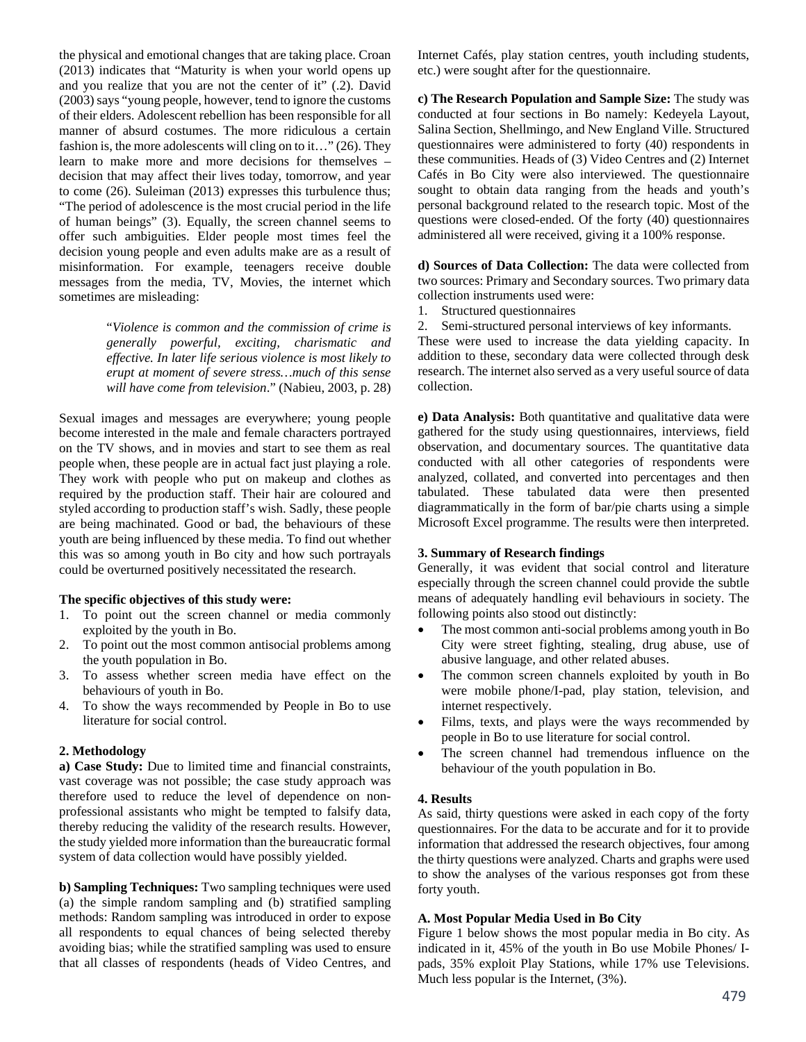the physical and emotional changes that are taking place. Croan (2013) indicates that "Maturity is when your world opens up and you realize that you are not the center of it" (.2). David (2003) says "young people, however, tend to ignore the customs of their elders. Adolescent rebellion has been responsible for all manner of absurd costumes. The more ridiculous a certain fashion is, the more adolescents will cling on to it…" (26). They learn to make more and more decisions for themselves – decision that may affect their lives today, tomorrow, and year to come (26). Suleiman (2013) expresses this turbulence thus; "The period of adolescence is the most crucial period in the life of human beings" (3). Equally, the screen channel seems to offer such ambiguities. Elder people most times feel the decision young people and even adults make are as a result of misinformation. For example, teenagers receive double messages from the media, TV, Movies, the internet which sometimes are misleading:

> "*Violence is common and the commission of crime is generally powerful, exciting, charismatic and effective. In later life serious violence is most likely to erupt at moment of severe stress…much of this sense will have come from television*." (Nabieu, 2003, p. 28)

Sexual images and messages are everywhere; young people become interested in the male and female characters portrayed on the TV shows, and in movies and start to see them as real people when, these people are in actual fact just playing a role. They work with people who put on makeup and clothes as required by the production staff. Their hair are coloured and styled according to production staff's wish. Sadly, these people are being machinated. Good or bad, the behaviours of these youth are being influenced by these media. To find out whether this was so among youth in Bo city and how such portrayals could be overturned positively necessitated the research.

**The specific objectives of this study were:**

1. To point out the screen channel or media commonly exploited by the youth in Bo.
2. To point out the most common antisocial problems among the youth population in Bo.
3. To assess whether screen media have effect on the behaviours of youth in Bo.
4. To show the ways recommended by People in Bo to use literature for social control.

## 2. Methodology

**a) Case Study:** Due to limited time and financial constraints, vast coverage was not possible; the case study approach was therefore used to reduce the level of dependence on non-professional assistants who might be tempted to falsify data, thereby reducing the validity of the research results. However, the study yielded more information than the bureaucratic formal system of data collection would have possibly yielded.

**b) Sampling Techniques:** Two sampling techniques were used (a) the simple random sampling and (b) stratified sampling methods: Random sampling was introduced in order to expose all respondents to equal chances of being selected thereby avoiding bias; while the stratified sampling was used to ensure that all classes of respondents (heads of Video Centres, and Internet Cafés, play station centres, youth including students, etc.) were sought after for the questionnaire.

**c) The Research Population and Sample Size:** The study was conducted at four sections in Bo namely: Kedeyela Layout, Salina Section, Shellmingo, and New England Ville. Structured questionnaires were administered to forty (40) respondents in these communities. Heads of (3) Video Centres and (2) Internet Cafés in Bo City were also interviewed. The questionnaire sought to obtain data ranging from the heads and youth's personal background related to the research topic. Most of the questions were closed-ended. Of the forty (40) questionnaires administered all were received, giving it a 100% response.

**d) Sources of Data Collection:** The data were collected from two sources: Primary and Secondary sources. Two primary data collection instruments used were:

1. Structured questionnaires
2. Semi-structured personal interviews of key informants.

These were used to increase the data yielding capacity. In addition to these, secondary data were collected through desk research. The internet also served as a very useful source of data collection.

**e) Data Analysis:** Both quantitative and qualitative data were gathered for the study using questionnaires, interviews, field observation, and documentary sources. The quantitative data conducted with all other categories of respondents were analyzed, collated, and converted into percentages and then tabulated. These tabulated data were then presented diagrammatically in the form of bar/pie charts using a simple Microsoft Excel programme. The results were then interpreted.

## 3. Summary of Research findings

Generally, it was evident that social control and literature especially through the screen channel could provide the subtle means of adequately handling evil behaviours in society. The following points also stood out distinctly:

- The most common anti-social problems among youth in Bo City were street fighting, stealing, drug abuse, use of abusive language, and other related abuses.
- The common screen channels exploited by youth in Bo were mobile phone/I-pad, play station, television, and internet respectively.
- Films, texts, and plays were the ways recommended by people in Bo to use literature for social control.
- The screen channel had tremendous influence on the behaviour of the youth population in Bo.

## 4. Results

As said, thirty questions were asked in each copy of the forty questionnaires. For the data to be accurate and for it to provide information that addressed the research objectives, four among the thirty questions were analyzed. Charts and graphs were used to show the analyses of the various responses got from these forty youth.

### A. Most Popular Media Used in Bo City

Figure 1 below shows the most popular media in Bo city. As indicated in it, 45% of the youth in Bo use Mobile Phones/ I-pads, 35% exploit Play Stations, while 17% use Televisions. Much less popular is the Internet, (3%).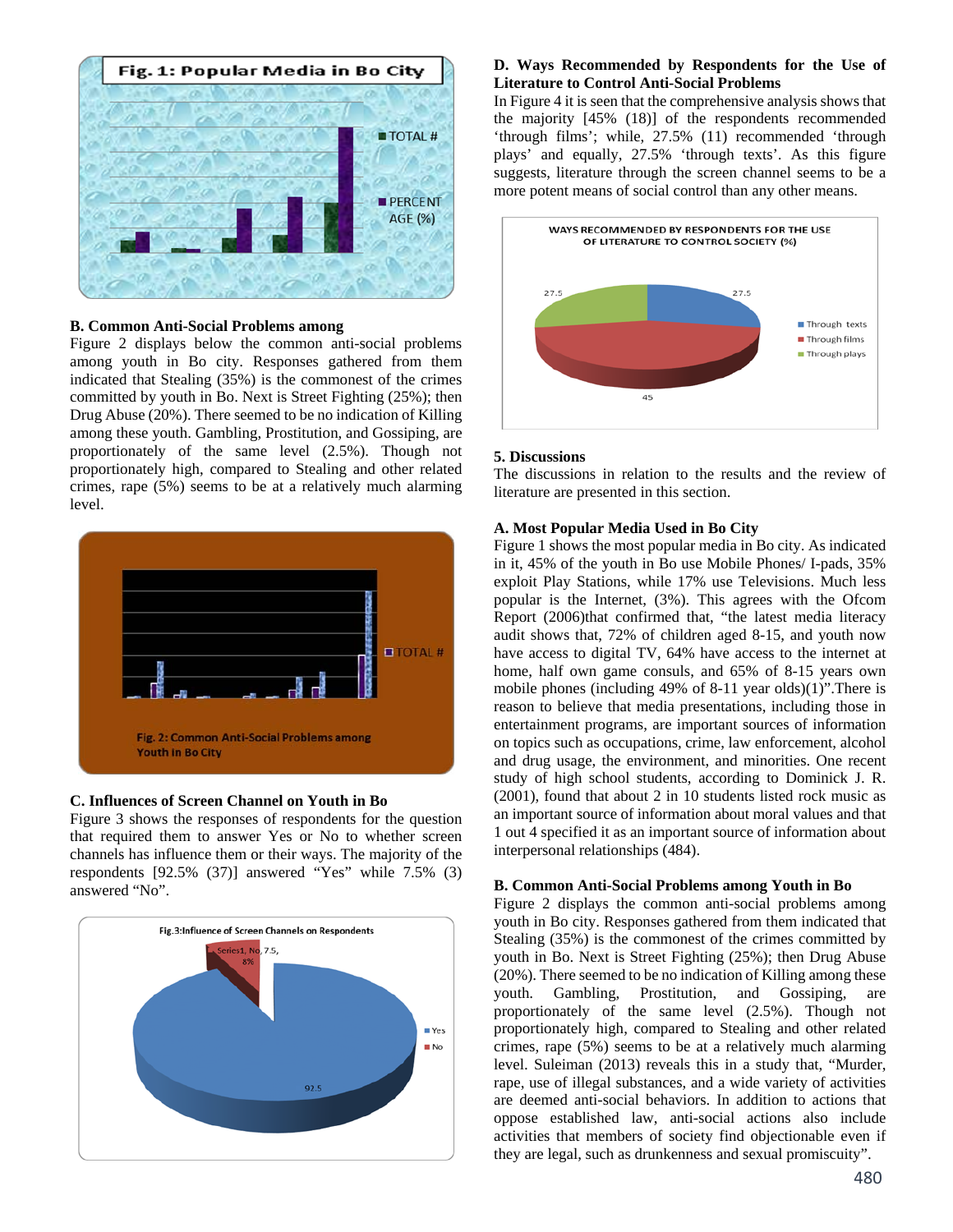### B. Common Anti-Social Problems among

Figure 2 displays below the common anti-social problems among youth in Bo city. Responses gathered from them indicated that Stealing (35%) is the commonest of the crimes committed by youth in Bo. Next is Street Fighting (25%); then Drug Abuse (20%). There seemed to be no indication of Killing among these youth. Gambling, Prostitution, and Gossiping, are proportionately of the same level (2.5%). Though not proportionately high, compared to Stealing and other related crimes, rape (5%) seems to be at a relatively much alarming level.

### C. Influences of Screen Channel on Youth in Bo

Figure 3 shows the responses of respondents for the question that required them to answer Yes or No to whether screen channels has influence them or their ways. The majority of the respondents [92.5% (37)] answered "Yes" while 7.5% (3) answered "No".

### D. Ways Recommended by Respondents for the Use of Literature to Control Anti-Social Problems

In Figure 4 it is seen that the comprehensive analysis shows that the majority [45% (18)] of the respondents recommended 'through films'; while, 27.5% (11) recommended 'through plays' and equally, 27.5% 'through texts'. As this figure suggests, literature through the screen channel seems to be a more potent means of social control than any other means.

## 5. Discussions

The discussions in relation to the results and the review of literature are presented in this section.

### A. Most Popular Media Used in Bo City

Figure 1 shows the most popular media in Bo city. As indicated in it, 45% of the youth in Bo use Mobile Phones/ I-pads, 35% exploit Play Stations, while 17% use Televisions. Much less popular is the Internet, (3%). This agrees with the Ofcom Report (2006)that confirmed that, "the latest media literacy audit shows that, 72% of children aged 8-15, and youth now have access to digital TV, 64% have access to the internet at home, half own game consuls, and 65% of 8-15 years own mobile phones (including 49% of 8-11 year olds)(1)".There is reason to believe that media presentations, including those in entertainment programs, are important sources of information on topics such as occupations, crime, law enforcement, alcohol and drug usage, the environment, and minorities. One recent study of high school students, according to Dominick J. R. (2001), found that about 2 in 10 students listed rock music as an important source of information about moral values and that 1 out 4 specified it as an important source of information about interpersonal relationships (484).

### B. Common Anti-Social Problems among Youth in Bo

Figure 2 displays the common anti-social problems among youth in Bo city. Responses gathered from them indicated that Stealing (35%) is the commonest of the crimes committed by youth in Bo. Next is Street Fighting (25%); then Drug Abuse (20%). There seemed to be no indication of Killing among these youth. Gambling, Prostitution, and Gossiping, are proportionately of the same level (2.5%). Though not proportionately high, compared to Stealing and other related crimes, rape (5%) seems to be at a relatively much alarming level. Suleiman (2013) reveals this in a study that, "Murder, rape, use of illegal substances, and a wide variety of activities are deemed anti-social behaviors. In addition to actions that oppose established law, anti-social actions also include activities that members of society find objectionable even if they are legal, such as drunkenness and sexual promiscuity".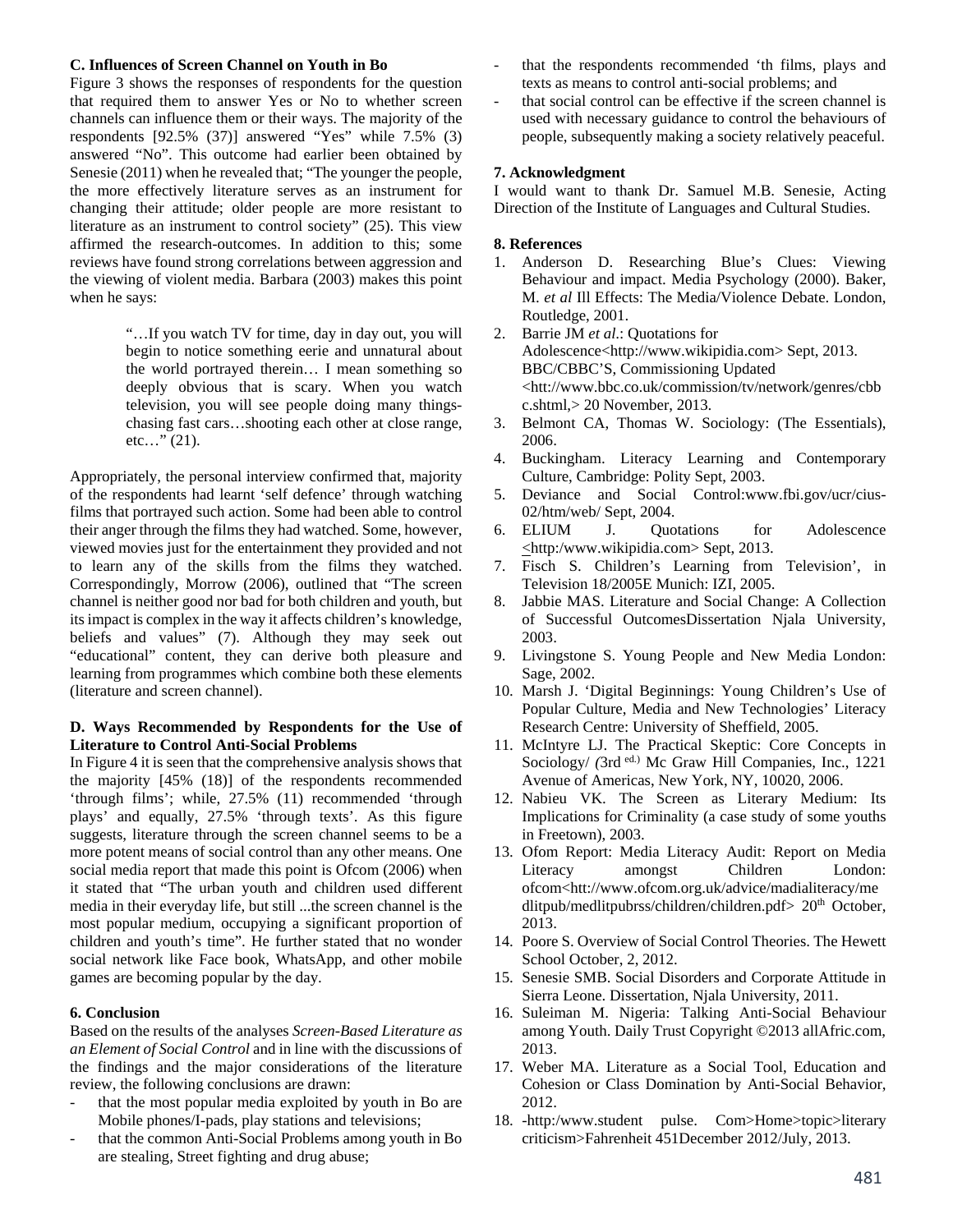### C. Influences of Screen Channel on Youth in Bo

Figure 3 shows the responses of respondents for the question that required them to answer Yes or No to whether screen channels can influence them or their ways. The majority of the respondents [92.5% (37)] answered "Yes" while 7.5% (3) answered "No". This outcome had earlier been obtained by Senesie (2011) when he revealed that; "The younger the people, the more effectively literature serves as an instrument for changing their attitude; older people are more resistant to literature as an instrument to control society" (25). This view affirmed the research-outcomes. In addition to this; some reviews have found strong correlations between aggression and the viewing of violent media. Barbara (2003) makes this point when he says:

> "…If you watch TV for time, day in day out, you will begin to notice something eerie and unnatural about the world portrayed therein… I mean something so deeply obvious that is scary. When you watch television, you will see people doing many things-chasing fast cars…shooting each other at close range, etc…" (21).

Appropriately, the personal interview confirmed that, majority of the respondents had learnt 'self defence' through watching films that portrayed such action. Some had been able to control their anger through the films they had watched. Some, however, viewed movies just for the entertainment they provided and not to learn any of the skills from the films they watched. Correspondingly, Morrow (2006), outlined that "The screen channel is neither good nor bad for both children and youth, but its impact is complex in the way it affects children's knowledge, beliefs and values" (7). Although they may seek out "educational" content, they can derive both pleasure and learning from programmes which combine both these elements (literature and screen channel).

### D. Ways Recommended by Respondents for the Use of Literature to Control Anti-Social Problems

In Figure 4 it is seen that the comprehensive analysis shows that the majority [45% (18)] of the respondents recommended 'through films'; while, 27.5% (11) recommended 'through plays' and equally, 27.5% 'through texts'. As this figure suggests, literature through the screen channel seems to be a more potent means of social control than any other means. One social media report that made this point is Ofcom (2006) when it stated that "The urban youth and children used different media in their everyday life, but still ...the screen channel is the most popular medium, occupying a significant proportion of children and youth's time". He further stated that no wonder social network like Face book, WhatsApp, and other mobile games are becoming popular by the day.

## 6. Conclusion

Based on the results of the analyses *Screen-Based Literature as an Element of Social Control* and in line with the discussions of the findings and the major considerations of the literature review, the following conclusions are drawn:

- that the most popular media exploited by youth in Bo are Mobile phones/I-pads, play stations and televisions;
- that the common Anti-Social Problems among youth in Bo are stealing, Street fighting and drug abuse;
- that the respondents recommended 'th films, plays and texts as means to control anti-social problems; and
- that social control can be effective if the screen channel is used with necessary guidance to control the behaviours of people, subsequently making a society relatively peaceful.

## 7. Acknowledgment

I would want to thank Dr. Samuel M.B. Senesie, Acting Direction of the Institute of Languages and Cultural Studies.

## 8. References

1. Anderson D. Researching Blue's Clues: Viewing Behaviour and impact. Media Psychology (2000). Baker, M. *et al* Ill Effects: The Media/Violence Debate. London, Routledge, 2001.
2. Barrie JM *et al*.: Quotations for Adolescence<http://www.wikipidia.com> Sept, 2013. BBC/CBBC'S, Commissioning Updated <htt://www.bbc.co.uk/commission/tv/network/genres/cbbc.shtml,> 20 November, 2013.
3. Belmont CA, Thomas W. Sociology: (The Essentials), 2006.
4. Buckingham. Literacy Learning and Contemporary Culture, Cambridge: Polity Sept, 2003.
5. Deviance and Social Control:www.fbi.gov/ucr/cius-02/htm/web/ Sept, 2004.
6. ELIUM J. Quotations for Adolescence <http:/www.wikipidia.com> Sept, 2013.
7. Fisch S. Children's Learning from Television', in Television 18/2005E Munich: IZI, 2005.
8. Jabbie MAS. Literature and Social Change: A Collection of Successful OutcomesDissertation Njala University, 2003.
9. Livingstone S. Young People and New Media London: Sage, 2002.
10. Marsh J. 'Digital Beginnings: Young Children's Use of Popular Culture, Media and New Technologies' Literacy Research Centre: University of Sheffield, 2005.
11. McIntyre LJ. The Practical Skeptic: Core Concepts in Sociology/ (3rd ed.) Mc Graw Hill Companies, Inc., 1221 Avenue of Americas, New York, NY, 10020, 2006.
12. Nabieu VK. The Screen as Literary Medium: Its Implications for Criminality (a case study of some youths in Freetown), 2003.
13. Ofom Report: Media Literacy Audit: Report on Media Literacy amongst Children London: ofcom<htt://www.ofcom.org.uk/advice/madialiteracy/medlitpub/medlitpubrss/children/children.pdf> 20th October, 2013.
14. Poore S. Overview of Social Control Theories. The Hewett School October, 2, 2012.
15. Senesie SMB. Social Disorders and Corporate Attitude in Sierra Leone. Dissertation, Njala University, 2011.
16. Suleiman M. Nigeria: Talking Anti-Social Behaviour among Youth. Daily Trust Copyright ©2013 allAfric.com, 2013.
17. Weber MA. Literature as a Social Tool, Education and Cohesion or Class Domination by Anti-Social Behavior, 2012.
18. -http:/www.student pulse. Com>Home>topic>literary criticism>Fahrenheit 451December 2012/July, 2013.